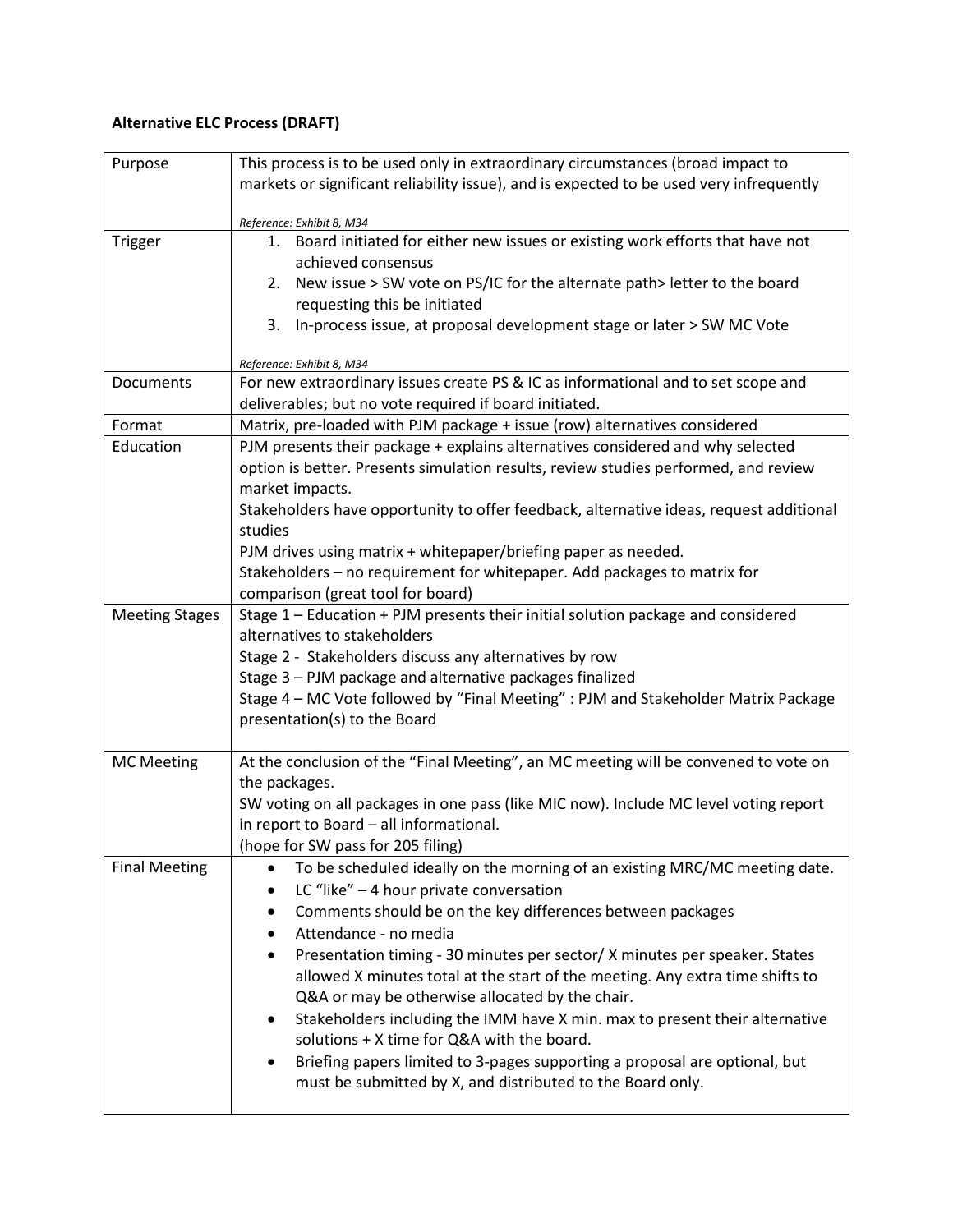**Alternative ELC Process (DRAFT)**

| | |
|---|---|
| Purpose | This process is to be used only in extraordinary circumstances (broad impact to markets or significant reliability issue), and is expected to be used very infrequently<br><br>*Reference: Exhibit 8, M34* |
| Trigger | 1. Board initiated for either new issues or existing work efforts that have not achieved consensus<br>2. New issue > SW vote on PS/IC for the alternate path> letter to the board requesting this be initiated<br>3. In-process issue, at proposal development stage or later > SW MC Vote<br><br>*Reference: Exhibit 8, M34* |
| Documents | For new extraordinary issues create PS & IC as informational and to set scope and deliverables; but no vote required if board initiated. |
| Format | Matrix, pre-loaded with PJM package + issue (row) alternatives considered |
| Education | PJM presents their package + explains alternatives considered and why selected option is better. Presents simulation results, review studies performed, and review market impacts.<br>Stakeholders have opportunity to offer feedback, alternative ideas, request additional studies<br>PJM drives using matrix + whitepaper/briefing paper as needed.<br>Stakeholders – no requirement for whitepaper. Add packages to matrix for comparison (great tool for board) |
| Meeting Stages | Stage 1 – Education + PJM presents their initial solution package and considered alternatives to stakeholders<br>Stage 2 - Stakeholders discuss any alternatives by row<br>Stage 3 – PJM package and alternative packages finalized<br>Stage 4 – MC Vote followed by "Final Meeting" : PJM and Stakeholder Matrix Package presentation(s) to the Board |
| MC Meeting | At the conclusion of the "Final Meeting", an MC meeting will be convened to vote on the packages.<br>SW voting on all packages in one pass (like MIC now). Include MC level voting report in report to Board – all informational.<br>(hope for SW pass for 205 filing) |
| Final Meeting | • To be scheduled ideally on the morning of an existing MRC/MC meeting date.<br>• LC "like" – 4 hour private conversation<br>• Comments should be on the key differences between packages<br>• Attendance - no media<br>• Presentation timing - 30 minutes per sector/ X minutes per speaker. States allowed X minutes total at the start of the meeting. Any extra time shifts to Q&A or may be otherwise allocated by the chair.<br>• Stakeholders including the IMM have X min. max to present their alternative solutions + X time for Q&A with the board.<br>• Briefing papers limited to 3-pages supporting a proposal are optional, but must be submitted by X, and distributed to the Board only. |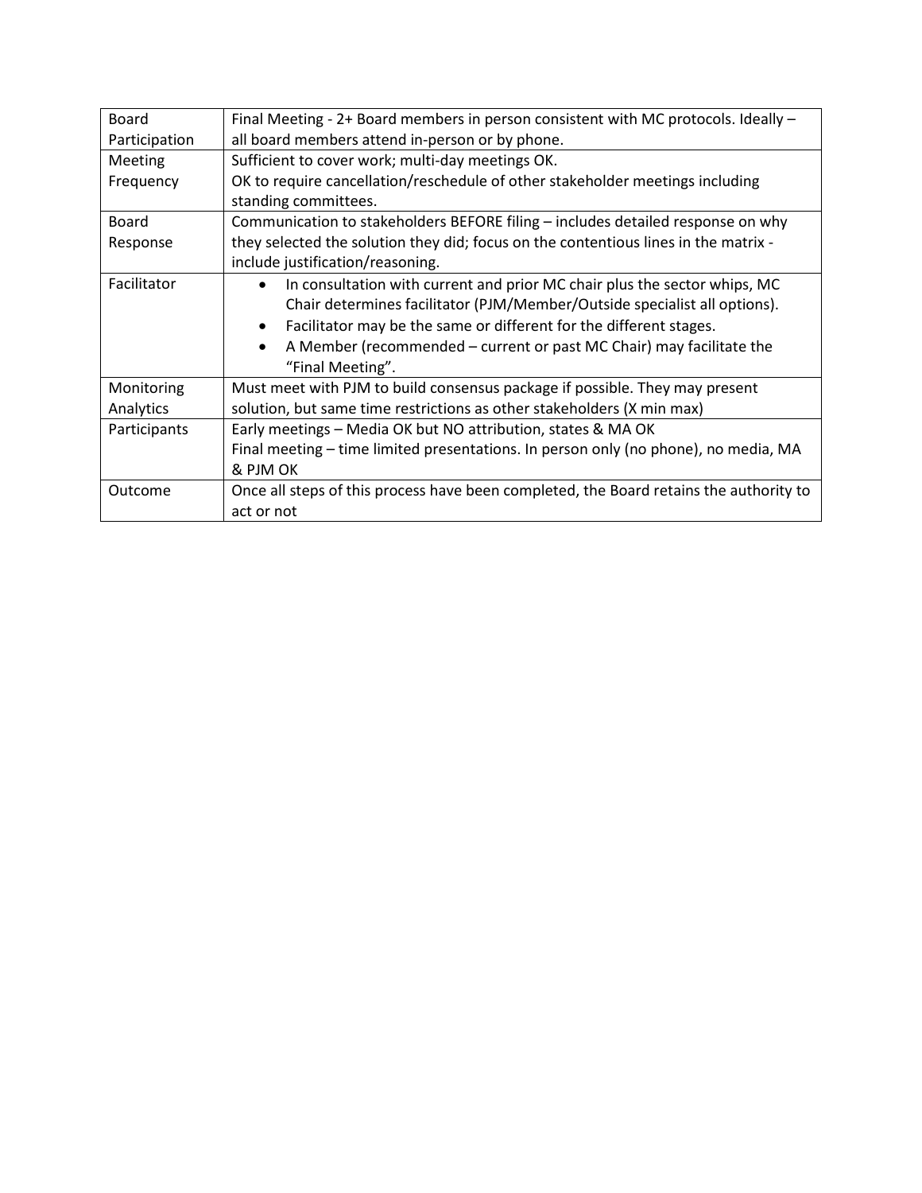| | |
|---|---|
| Board Participation | Final Meeting - 2+ Board members in person consistent with MC protocols. Ideally – all board members attend in-person or by phone. |
| Meeting Frequency | Sufficient to cover work; multi-day meetings OK.<br>OK to require cancellation/reschedule of other stakeholder meetings including standing committees. |
| Board Response | Communication to stakeholders BEFORE filing – includes detailed response on why they selected the solution they did; focus on the contentious lines in the matrix - include justification/reasoning. |
| Facilitator | • In consultation with current and prior MC chair plus the sector whips, MC Chair determines facilitator (PJM/Member/Outside specialist all options).<br>• Facilitator may be the same or different for the different stages.<br>• A Member (recommended – current or past MC Chair) may facilitate the "Final Meeting". |
| Monitoring Analytics | Must meet with PJM to build consensus package if possible. They may present solution, but same time restrictions as other stakeholders (X min max) |
| Participants | Early meetings – Media OK but NO attribution, states & MA OK<br>Final meeting – time limited presentations. In person only (no phone), no media, MA & PJM OK |
| Outcome | Once all steps of this process have been completed, the Board retains the authority to act or not |